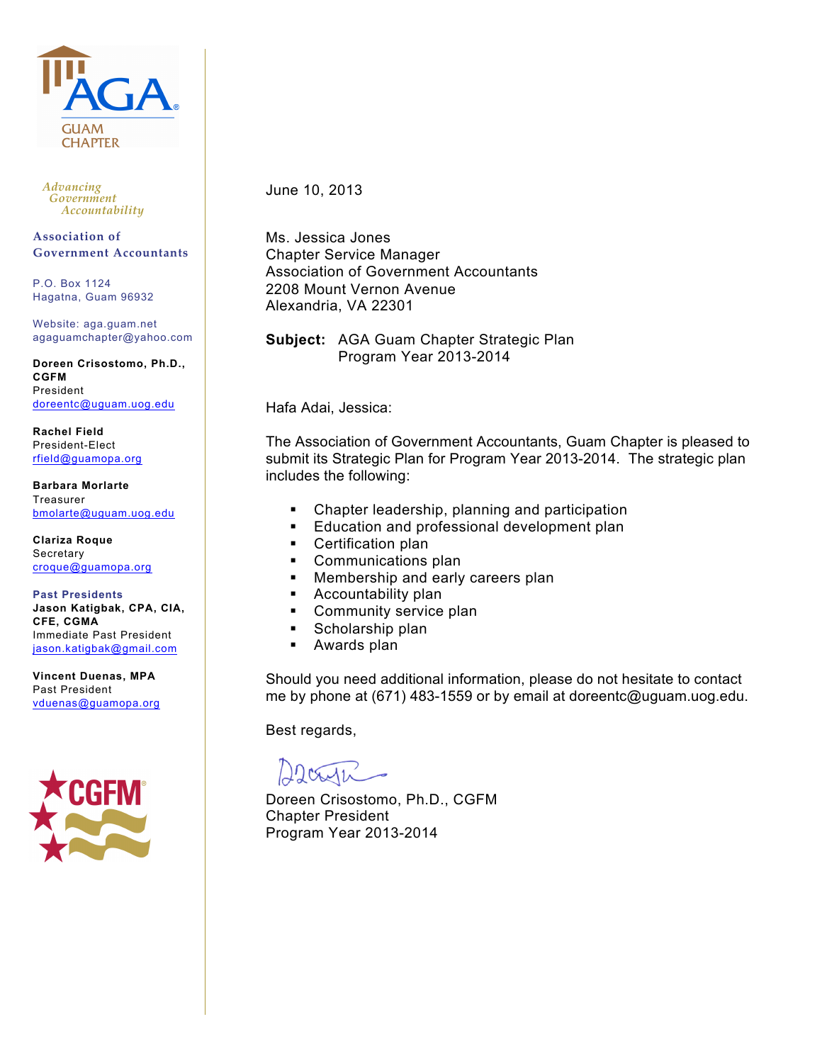AGA GUAM CHAPTER

*Advancing Government Accountability*

**Association of Government Accountants**

P.O. Box 1124
Hagatna, Guam 96932

Website: aga.guam.net
agaguamchapter@yahoo.com

**Doreen Crisostomo, Ph.D., CGFM**
President
doreentc@uguam.uog.edu

**Rachel Field**
President-Elect
rfield@guamopa.org

**Barbara Morlarte**
Treasurer
bmolarte@uguam.uog.edu

**Clariza Roque**
Secretary
croque@guamopa.org

**Past Presidents**

**Jason Katigbak, CPA, CIA, CFE, CGMA**
Immediate Past President
jason.katigbak@gmail.com

**Vincent Duenas, MPA**
Past President
vduenas@guamopa.org

CGFM

June 10, 2013

Ms. Jessica Jones
Chapter Service Manager
Association of Government Accountants
2208 Mount Vernon Avenue
Alexandria, VA 22301

**Subject:** AGA Guam Chapter Strategic Plan
Program Year 2013-2014

Hafa Adai, Jessica:

The Association of Government Accountants, Guam Chapter is pleased to submit its Strategic Plan for Program Year 2013-2014. The strategic plan includes the following:

- Chapter leadership, planning and participation
- Education and professional development plan
- Certification plan
- Communications plan
- Membership and early careers plan
- Accountability plan
- Community service plan
- Scholarship plan
- Awards plan

Should you need additional information, please do not hesitate to contact me by phone at (671) 483-1559 or by email at doreentc@uguam.uog.edu.

Best regards,

Doreen Crisostomo, Ph.D., CGFM
Chapter President
Program Year 2013-2014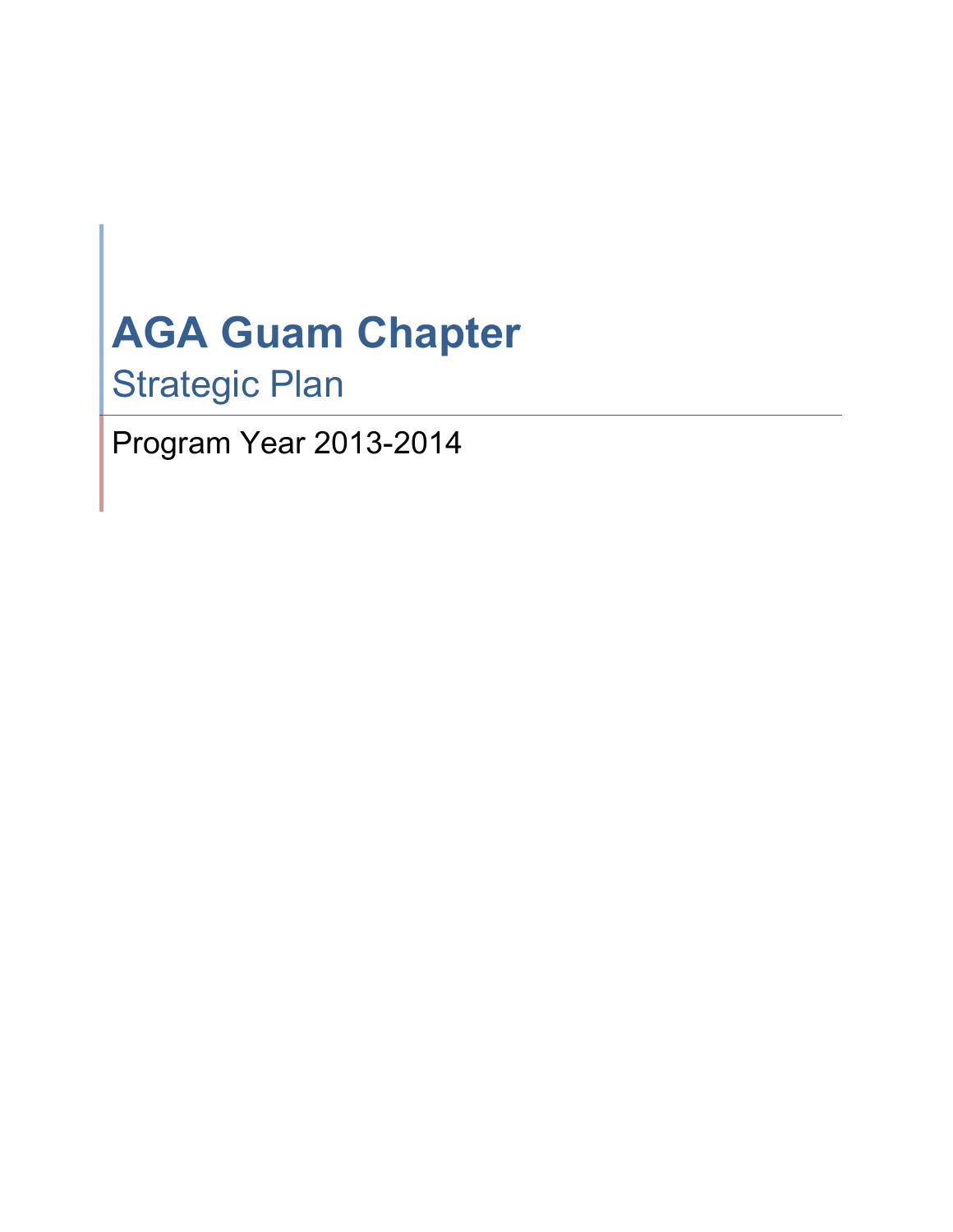# AGA Guam Chapter

## Strategic Plan

Program Year 2013-2014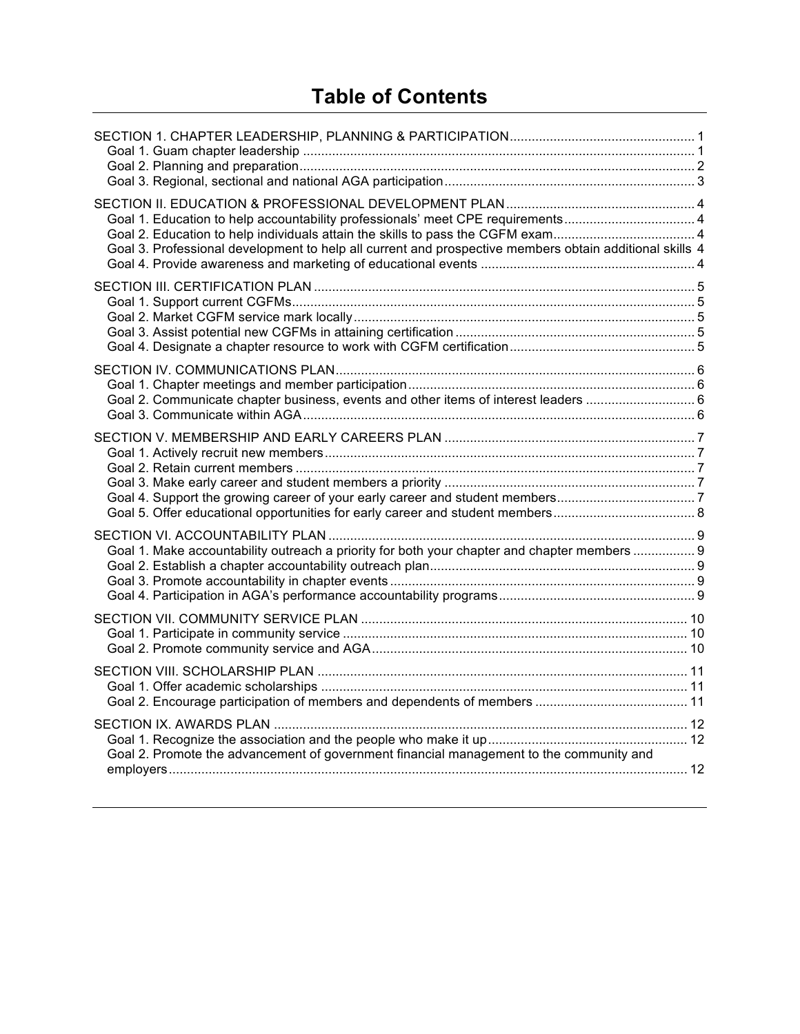# Table of Contents

SECTION 1. CHAPTER LEADERSHIP, PLANNING & PARTICIPATION .......... 1
- Goal 1. Guam chapter leadership .......... 1
- Goal 2. Planning and preparation .......... 2
- Goal 3. Regional, sectional and national AGA participation .......... 3

SECTION II. EDUCATION & PROFESSIONAL DEVELOPMENT PLAN .......... 4
- Goal 1. Education to help accountability professionals' meet CPE requirements .......... 4
- Goal 2. Education to help individuals attain the skills to pass the CGFM exam .......... 4
- Goal 3. Professional development to help all current and prospective members obtain additional skills 4
- Goal 4. Provide awareness and marketing of educational events .......... 4

SECTION III. CERTIFICATION PLAN .......... 5
- Goal 1. Support current CGFMs .......... 5
- Goal 2. Market CGFM service mark locally .......... 5
- Goal 3. Assist potential new CGFMs in attaining certification .......... 5
- Goal 4. Designate a chapter resource to work with CGFM certification .......... 5

SECTION IV. COMMUNICATIONS PLAN .......... 6
- Goal 1. Chapter meetings and member participation .......... 6
- Goal 2. Communicate chapter business, events and other items of interest leaders .......... 6
- Goal 3. Communicate within AGA .......... 6

SECTION V. MEMBERSHIP AND EARLY CAREERS PLAN .......... 7
- Goal 1. Actively recruit new members .......... 7
- Goal 2. Retain current members .......... 7
- Goal 3. Make early career and student members a priority .......... 7
- Goal 4. Support the growing career of your early career and student members .......... 7
- Goal 5. Offer educational opportunities for early career and student members .......... 8

SECTION VI. ACCOUNTABILITY PLAN .......... 9
- Goal 1. Make accountability outreach a priority for both your chapter and chapter members .......... 9
- Goal 2. Establish a chapter accountability outreach plan .......... 9
- Goal 3. Promote accountability in chapter events .......... 9
- Goal 4. Participation in AGA's performance accountability programs .......... 9

SECTION VII. COMMUNITY SERVICE PLAN .......... 10
- Goal 1. Participate in community service .......... 10
- Goal 2. Promote community service and AGA .......... 10

SECTION VIII. SCHOLARSHIP PLAN .......... 11
- Goal 1. Offer academic scholarships .......... 11
- Goal 2. Encourage participation of members and dependents of members .......... 11

SECTION IX. AWARDS PLAN .......... 12
- Goal 1. Recognize the association and the people who make it up .......... 12
- Goal 2. Promote the advancement of government financial management to the community and employers .......... 12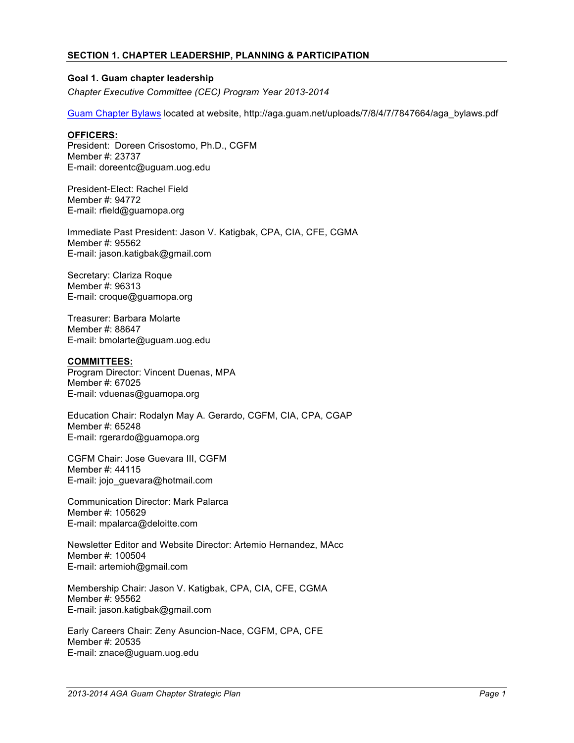## SECTION 1. CHAPTER LEADERSHIP, PLANNING & PARTICIPATION

### Goal 1. Guam chapter leadership

*Chapter Executive Committee (CEC) Program Year 2013-2014*

[Guam Chapter Bylaws](http://aga.guam.net/uploads/7/8/4/7/7847664/aga_bylaws.pdf) located at website, http://aga.guam.net/uploads/7/8/4/7/7847664/aga_bylaws.pdf

**OFFICERS:**

President: Doreen Crisostomo, Ph.D., CGFM
Member #: 23737
E-mail: doreentc@uguam.uog.edu

President-Elect: Rachel Field
Member #: 94772
E-mail: rfield@guamopa.org

Immediate Past President: Jason V. Katigbak, CPA, CIA, CFE, CGMA
Member #: 95562
E-mail: jason.katigbak@gmail.com

Secretary: Clariza Roque
Member #: 96313
E-mail: croque@guamopa.org

Treasurer: Barbara Molarte
Member #: 88647
E-mail: bmolarte@uguam.uog.edu

**COMMITTEES:**

Program Director: Vincent Duenas, MPA
Member #: 67025
E-mail: vduenas@guamopa.org

Education Chair: Rodalyn May A. Gerardo, CGFM, CIA, CPA, CGAP
Member #: 65248
E-mail: rgerardo@guamopa.org

CGFM Chair: Jose Guevara III, CGFM
Member #: 44115
E-mail: jojo_guevara@hotmail.com

Communication Director: Mark Palarca
Member #: 105629
E-mail: mpalarca@deloitte.com

Newsletter Editor and Website Director: Artemio Hernandez, MAcc
Member #: 100504
E-mail: artemioh@gmail.com

Membership Chair: Jason V. Katigbak, CPA, CIA, CFE, CGMA
Member #: 95562
E-mail: jason.katigbak@gmail.com

Early Careers Chair: Zeny Asuncion-Nace, CGFM, CPA, CFE
Member #: 20535
E-mail: znace@uguam.uog.edu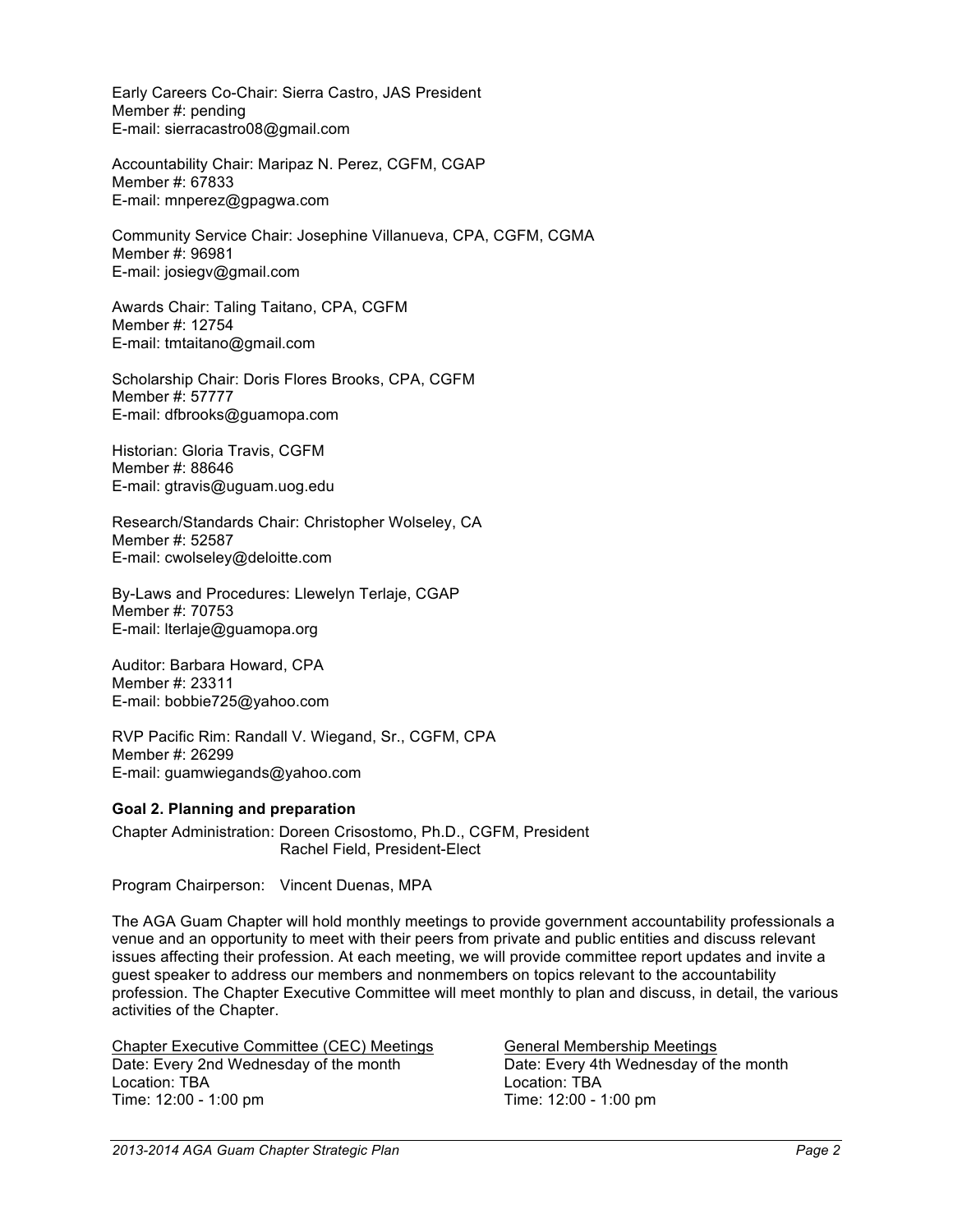Early Careers Co-Chair: Sierra Castro, JAS President
Member #: pending
E-mail: sierracastro08@gmail.com

Accountability Chair: Maripaz N. Perez, CGFM, CGAP
Member #: 67833
E-mail: mnperez@gpagwa.com

Community Service Chair: Josephine Villanueva, CPA, CGFM, CGMA
Member #: 96981
E-mail: josiegv@gmail.com

Awards Chair: Taling Taitano, CPA, CGFM
Member #: 12754
E-mail: tmtaitano@gmail.com

Scholarship Chair: Doris Flores Brooks, CPA, CGFM
Member #: 57777
E-mail: dfbrooks@guamopa.com

Historian: Gloria Travis, CGFM
Member #: 88646
E-mail: gtravis@uguam.uog.edu

Research/Standards Chair: Christopher Wolseley, CA
Member #: 52587
E-mail: cwolseley@deloitte.com

By-Laws and Procedures: Llewelyn Terlaje, CGAP
Member #: 70753
E-mail: lterlaje@guamopa.org

Auditor: Barbara Howard, CPA
Member #: 23311
E-mail: bobbie725@yahoo.com

RVP Pacific Rim: Randall V. Wiegand, Sr., CGFM, CPA
Member #: 26299
E-mail: guamwiegands@yahoo.com

**Goal 2. Planning and preparation**

Chapter Administration: Doreen Crisostomo, Ph.D., CGFM, President
Rachel Field, President-Elect

Program Chairperson: Vincent Duenas, MPA

The AGA Guam Chapter will hold monthly meetings to provide government accountability professionals a venue and an opportunity to meet with their peers from private and public entities and discuss relevant issues affecting their profession. At each meeting, we will provide committee report updates and invite a guest speaker to address our members and nonmembers on topics relevant to the accountability profession. The Chapter Executive Committee will meet monthly to plan and discuss, in detail, the various activities of the Chapter.

Chapter Executive Committee (CEC) Meetings
Date: Every 2nd Wednesday of the month
Location: TBA
Time: 12:00 - 1:00 pm

General Membership Meetings
Date: Every 4th Wednesday of the month
Location: TBA
Time: 12:00 - 1:00 pm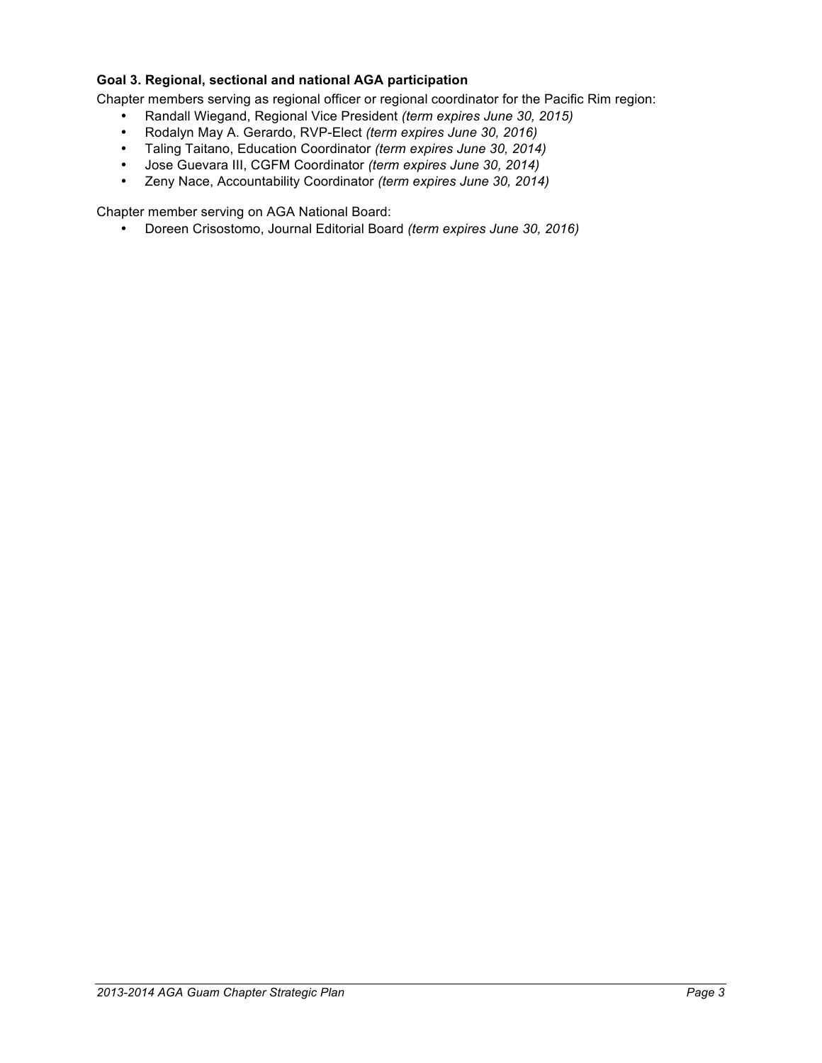**Goal 3. Regional, sectional and national AGA participation**

Chapter members serving as regional officer or regional coordinator for the Pacific Rim region:

- Randall Wiegand, Regional Vice President *(term expires June 30, 2015)*
- Rodalyn May A. Gerardo, RVP-Elect *(term expires June 30, 2016)*
- Taling Taitano, Education Coordinator *(term expires June 30, 2014)*
- Jose Guevara III, CGFM Coordinator *(term expires June 30, 2014)*
- Zeny Nace, Accountability Coordinator *(term expires June 30, 2014)*

Chapter member serving on AGA National Board:

- Doreen Crisostomo, Journal Editorial Board *(term expires June 30, 2016)*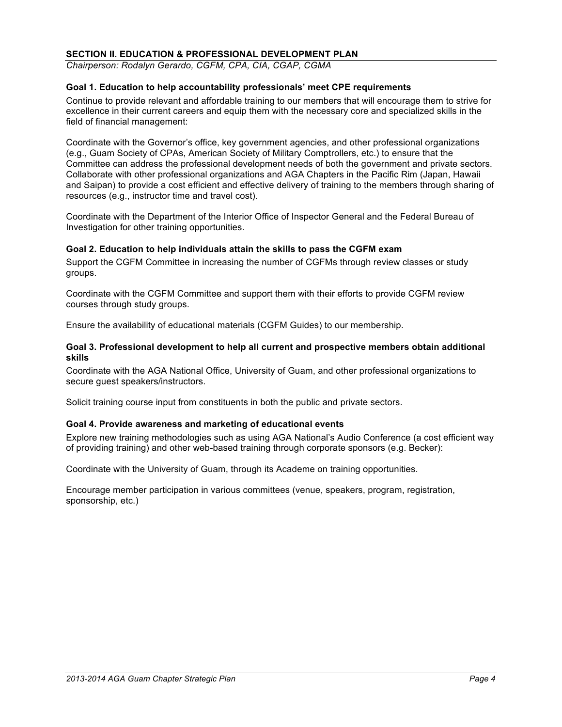## SECTION II. EDUCATION & PROFESSIONAL DEVELOPMENT PLAN

*Chairperson: Rodalyn Gerardo, CGFM, CPA, CIA, CGAP, CGMA*

### Goal 1. Education to help accountability professionals' meet CPE requirements

Continue to provide relevant and affordable training to our members that will encourage them to strive for excellence in their current careers and equip them with the necessary core and specialized skills in the field of financial management:

Coordinate with the Governor's office, key government agencies, and other professional organizations (e.g., Guam Society of CPAs, American Society of Military Comptrollers, etc.) to ensure that the Committee can address the professional development needs of both the government and private sectors. Collaborate with other professional organizations and AGA Chapters in the Pacific Rim (Japan, Hawaii and Saipan) to provide a cost efficient and effective delivery of training to the members through sharing of resources (e.g., instructor time and travel cost).

Coordinate with the Department of the Interior Office of Inspector General and the Federal Bureau of Investigation for other training opportunities.

### Goal 2. Education to help individuals attain the skills to pass the CGFM exam

Support the CGFM Committee in increasing the number of CGFMs through review classes or study groups.

Coordinate with the CGFM Committee and support them with their efforts to provide CGFM review courses through study groups.

Ensure the availability of educational materials (CGFM Guides) to our membership.

### Goal 3. Professional development to help all current and prospective members obtain additional skills

Coordinate with the AGA National Office, University of Guam, and other professional organizations to secure guest speakers/instructors.

Solicit training course input from constituents in both the public and private sectors.

### Goal 4. Provide awareness and marketing of educational events

Explore new training methodologies such as using AGA National's Audio Conference (a cost efficient way of providing training) and other web-based training through corporate sponsors (e.g. Becker):

Coordinate with the University of Guam, through its Academe on training opportunities.

Encourage member participation in various committees (venue, speakers, program, registration, sponsorship, etc.)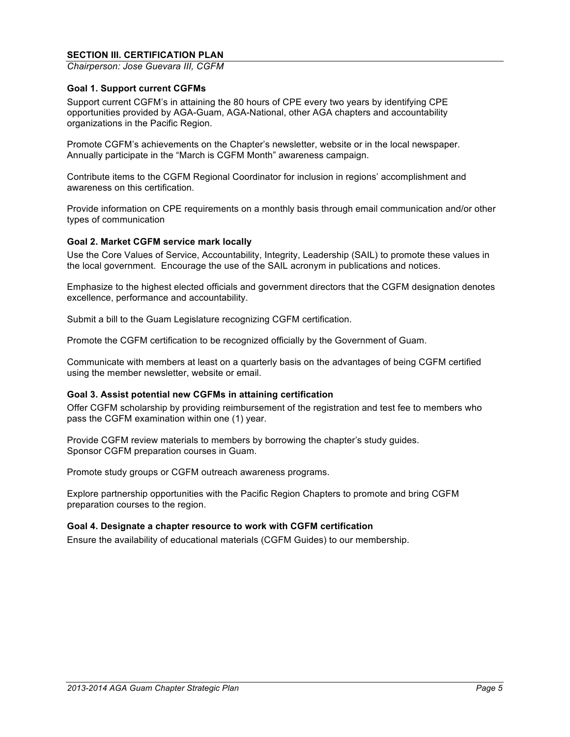## SECTION III. CERTIFICATION PLAN

*Chairperson: Jose Guevara III, CGFM*

### Goal 1. Support current CGFMs

Support current CGFM's in attaining the 80 hours of CPE every two years by identifying CPE opportunities provided by AGA-Guam, AGA-National, other AGA chapters and accountability organizations in the Pacific Region.

Promote CGFM's achievements on the Chapter's newsletter, website or in the local newspaper. Annually participate in the "March is CGFM Month" awareness campaign.

Contribute items to the CGFM Regional Coordinator for inclusion in regions' accomplishment and awareness on this certification.

Provide information on CPE requirements on a monthly basis through email communication and/or other types of communication

### Goal 2. Market CGFM service mark locally

Use the Core Values of Service, Accountability, Integrity, Leadership (SAIL) to promote these values in the local government. Encourage the use of the SAIL acronym in publications and notices.

Emphasize to the highest elected officials and government directors that the CGFM designation denotes excellence, performance and accountability.

Submit a bill to the Guam Legislature recognizing CGFM certification.

Promote the CGFM certification to be recognized officially by the Government of Guam.

Communicate with members at least on a quarterly basis on the advantages of being CGFM certified using the member newsletter, website or email.

### Goal 3. Assist potential new CGFMs in attaining certification

Offer CGFM scholarship by providing reimbursement of the registration and test fee to members who pass the CGFM examination within one (1) year.

Provide CGFM review materials to members by borrowing the chapter's study guides.
Sponsor CGFM preparation courses in Guam.

Promote study groups or CGFM outreach awareness programs.

Explore partnership opportunities with the Pacific Region Chapters to promote and bring CGFM preparation courses to the region.

### Goal 4. Designate a chapter resource to work with CGFM certification

Ensure the availability of educational materials (CGFM Guides) to our membership.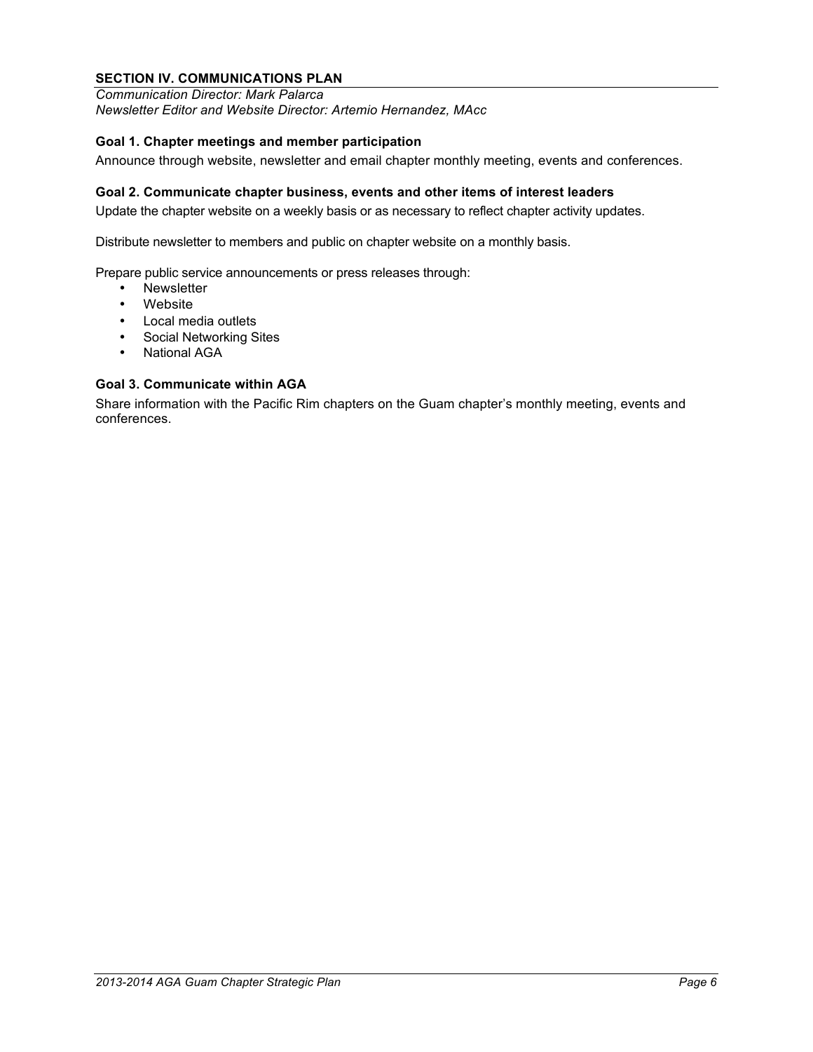## SECTION IV. COMMUNICATIONS PLAN

*Communication Director: Mark Palarca*
*Newsletter Editor and Website Director: Artemio Hernandez, MAcc*

### Goal 1. Chapter meetings and member participation

Announce through website, newsletter and email chapter monthly meeting, events and conferences.

### Goal 2. Communicate chapter business, events and other items of interest leaders

Update the chapter website on a weekly basis or as necessary to reflect chapter activity updates.

Distribute newsletter to members and public on chapter website on a monthly basis.

Prepare public service announcements or press releases through:

- Newsletter
- Website
- Local media outlets
- Social Networking Sites
- National AGA

### Goal 3. Communicate within AGA

Share information with the Pacific Rim chapters on the Guam chapter's monthly meeting, events and conferences.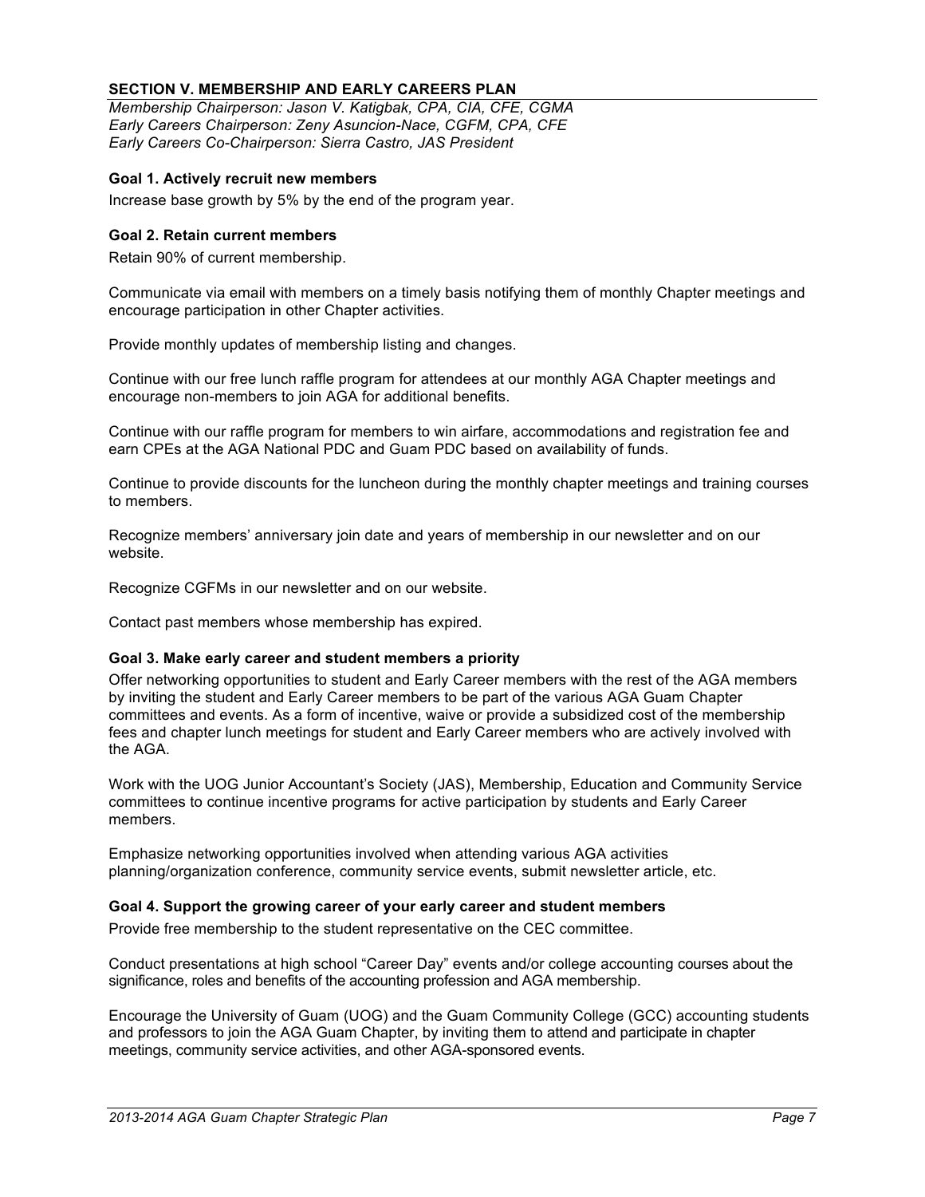## SECTION V. MEMBERSHIP AND EARLY CAREERS PLAN

*Membership Chairperson: Jason V. Katigbak, CPA, CIA, CFE, CGMA*
*Early Careers Chairperson: Zeny Asuncion-Nace, CGFM, CPA, CFE*
*Early Careers Co-Chairperson: Sierra Castro, JAS President*

### Goal 1. Actively recruit new members

Increase base growth by 5% by the end of the program year.

### Goal 2. Retain current members

Retain 90% of current membership.

Communicate via email with members on a timely basis notifying them of monthly Chapter meetings and encourage participation in other Chapter activities.

Provide monthly updates of membership listing and changes.

Continue with our free lunch raffle program for attendees at our monthly AGA Chapter meetings and encourage non-members to join AGA for additional benefits.

Continue with our raffle program for members to win airfare, accommodations and registration fee and earn CPEs at the AGA National PDC and Guam PDC based on availability of funds.

Continue to provide discounts for the luncheon during the monthly chapter meetings and training courses to members.

Recognize members' anniversary join date and years of membership in our newsletter and on our website.

Recognize CGFMs in our newsletter and on our website.

Contact past members whose membership has expired.

### Goal 3. Make early career and student members a priority

Offer networking opportunities to student and Early Career members with the rest of the AGA members by inviting the student and Early Career members to be part of the various AGA Guam Chapter committees and events. As a form of incentive, waive or provide a subsidized cost of the membership fees and chapter lunch meetings for student and Early Career members who are actively involved with the AGA.

Work with the UOG Junior Accountant's Society (JAS), Membership, Education and Community Service committees to continue incentive programs for active participation by students and Early Career members.

Emphasize networking opportunities involved when attending various AGA activities planning/organization conference, community service events, submit newsletter article, etc.

### Goal 4. Support the growing career of your early career and student members

Provide free membership to the student representative on the CEC committee.

Conduct presentations at high school "Career Day" events and/or college accounting courses about the significance, roles and benefits of the accounting profession and AGA membership.

Encourage the University of Guam (UOG) and the Guam Community College (GCC) accounting students and professors to join the AGA Guam Chapter, by inviting them to attend and participate in chapter meetings, community service activities, and other AGA-sponsored events.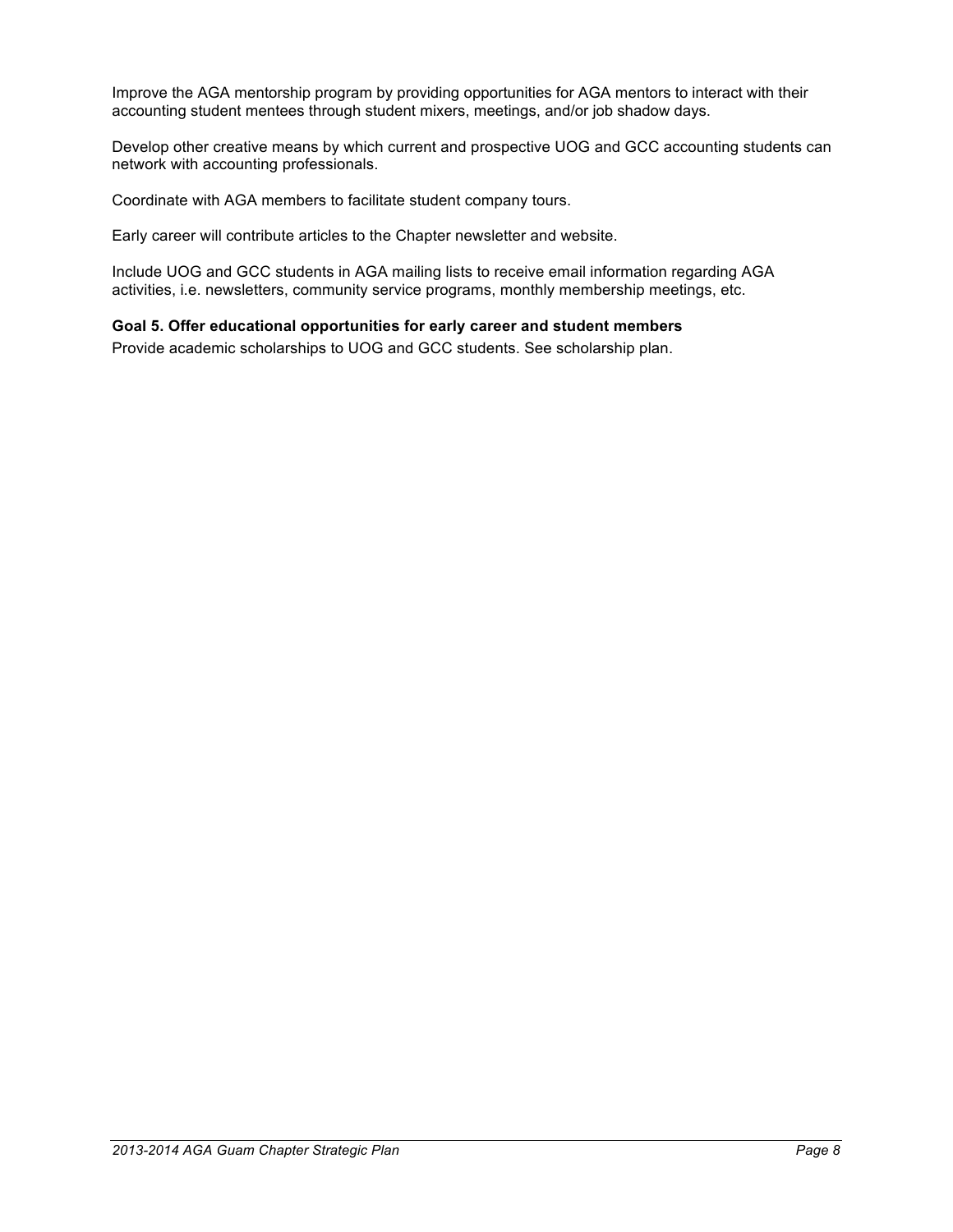Improve the AGA mentorship program by providing opportunities for AGA mentors to interact with their accounting student mentees through student mixers, meetings, and/or job shadow days.

Develop other creative means by which current and prospective UOG and GCC accounting students can network with accounting professionals.

Coordinate with AGA members to facilitate student company tours.

Early career will contribute articles to the Chapter newsletter and website.

Include UOG and GCC students in AGA mailing lists to receive email information regarding AGA activities, i.e. newsletters, community service programs, monthly membership meetings, etc.

**Goal 5. Offer educational opportunities for early career and student members**

Provide academic scholarships to UOG and GCC students. See scholarship plan.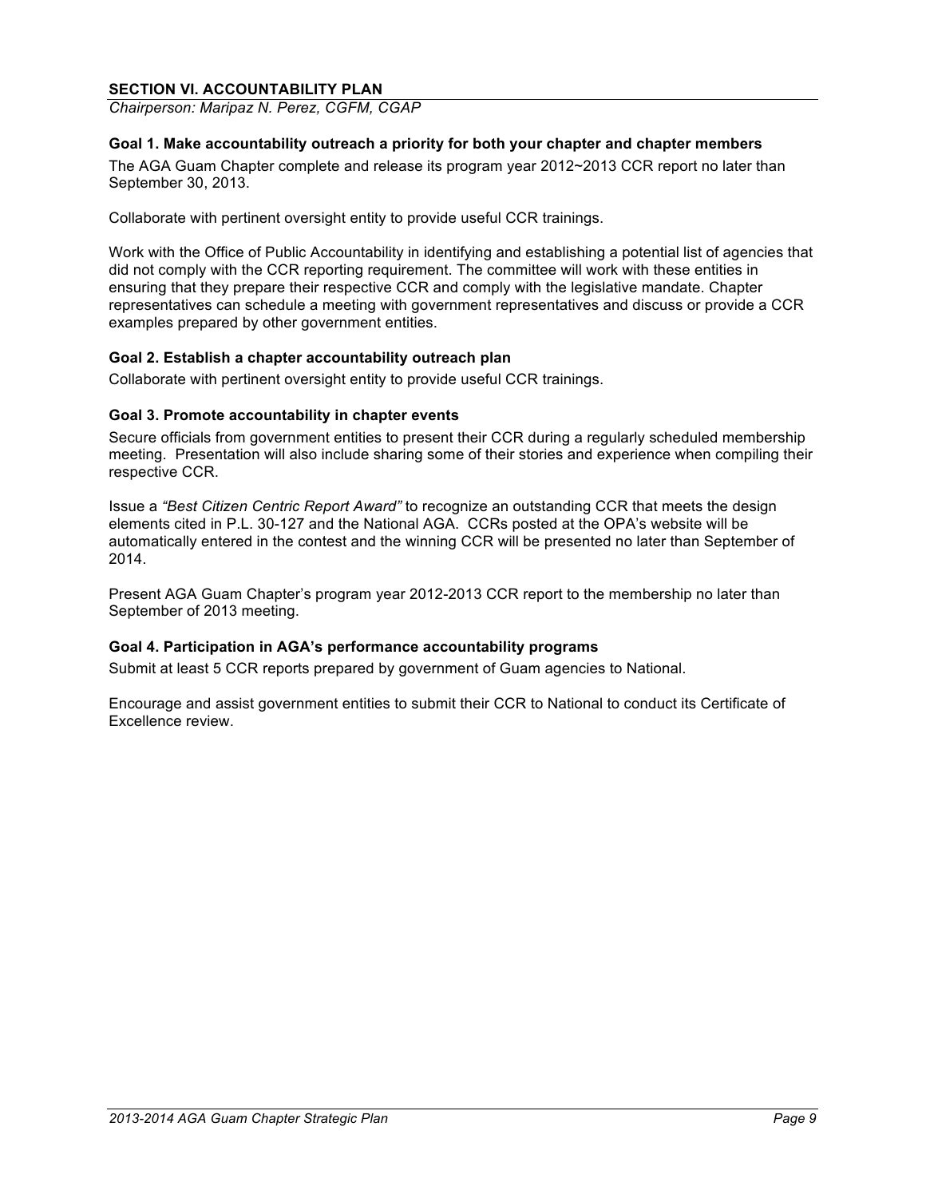## SECTION VI. ACCOUNTABILITY PLAN

*Chairperson: Maripaz N. Perez, CGFM, CGAP*

### Goal 1. Make accountability outreach a priority for both your chapter and chapter members

The AGA Guam Chapter complete and release its program year 2012~2013 CCR report no later than September 30, 2013.

Collaborate with pertinent oversight entity to provide useful CCR trainings.

Work with the Office of Public Accountability in identifying and establishing a potential list of agencies that did not comply with the CCR reporting requirement. The committee will work with these entities in ensuring that they prepare their respective CCR and comply with the legislative mandate. Chapter representatives can schedule a meeting with government representatives and discuss or provide a CCR examples prepared by other government entities.

### Goal 2. Establish a chapter accountability outreach plan

Collaborate with pertinent oversight entity to provide useful CCR trainings.

### Goal 3. Promote accountability in chapter events

Secure officials from government entities to present their CCR during a regularly scheduled membership meeting. Presentation will also include sharing some of their stories and experience when compiling their respective CCR.

Issue a *"Best Citizen Centric Report Award"* to recognize an outstanding CCR that meets the design elements cited in P.L. 30-127 and the National AGA. CCRs posted at the OPA's website will be automatically entered in the contest and the winning CCR will be presented no later than September of 2014.

Present AGA Guam Chapter's program year 2012-2013 CCR report to the membership no later than September of 2013 meeting.

### Goal 4. Participation in AGA's performance accountability programs

Submit at least 5 CCR reports prepared by government of Guam agencies to National.

Encourage and assist government entities to submit their CCR to National to conduct its Certificate of Excellence review.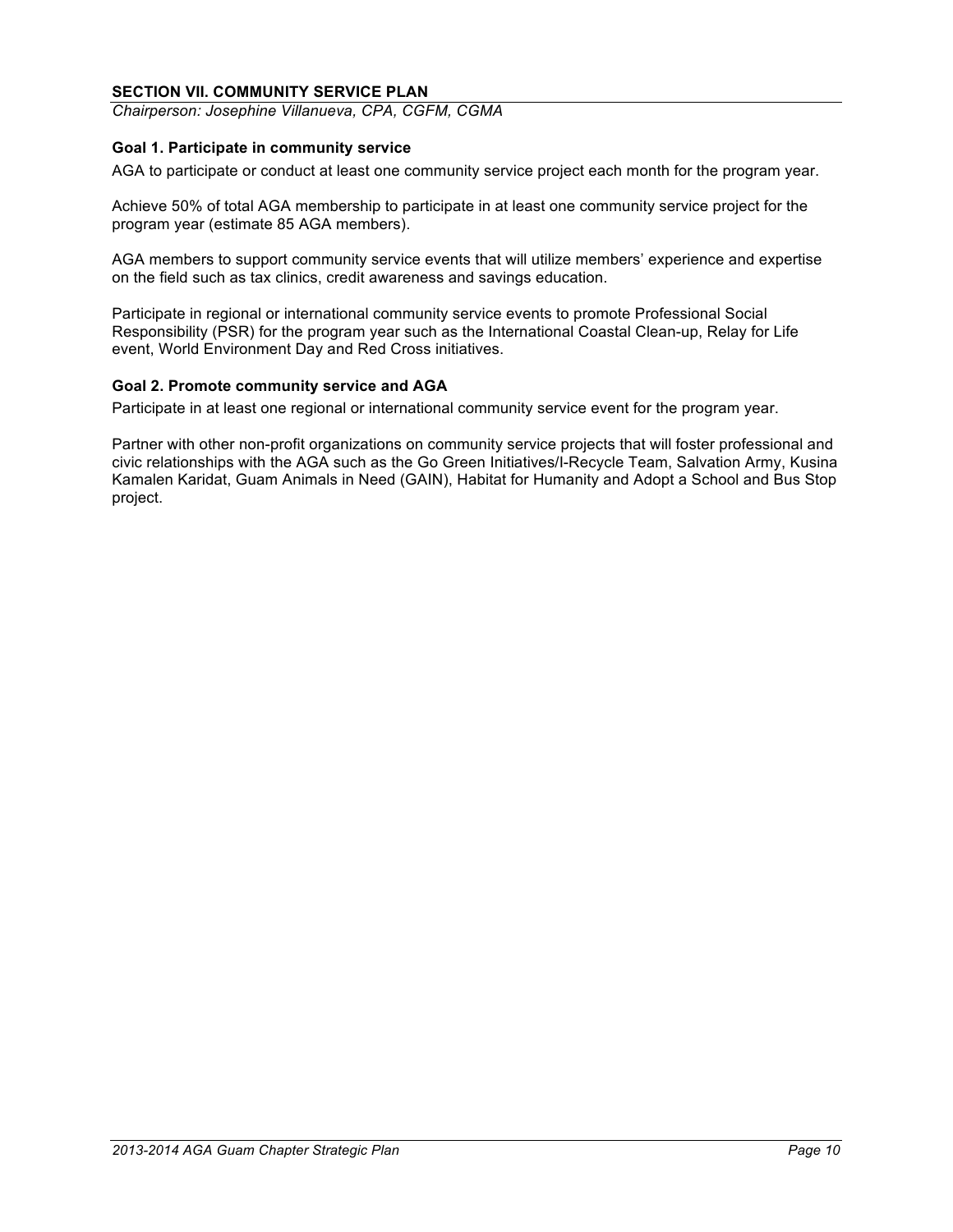## SECTION VII. COMMUNITY SERVICE PLAN

*Chairperson: Josephine Villanueva, CPA, CGFM, CGMA*

### Goal 1. Participate in community service

AGA to participate or conduct at least one community service project each month for the program year.

Achieve 50% of total AGA membership to participate in at least one community service project for the program year (estimate 85 AGA members).

AGA members to support community service events that will utilize members' experience and expertise on the field such as tax clinics, credit awareness and savings education.

Participate in regional or international community service events to promote Professional Social Responsibility (PSR) for the program year such as the International Coastal Clean-up, Relay for Life event, World Environment Day and Red Cross initiatives.

### Goal 2. Promote community service and AGA

Participate in at least one regional or international community service event for the program year.

Partner with other non-profit organizations on community service projects that will foster professional and civic relationships with the AGA such as the Go Green Initiatives/I-Recycle Team, Salvation Army, Kusina Kamalen Karidat, Guam Animals in Need (GAIN), Habitat for Humanity and Adopt a School and Bus Stop project.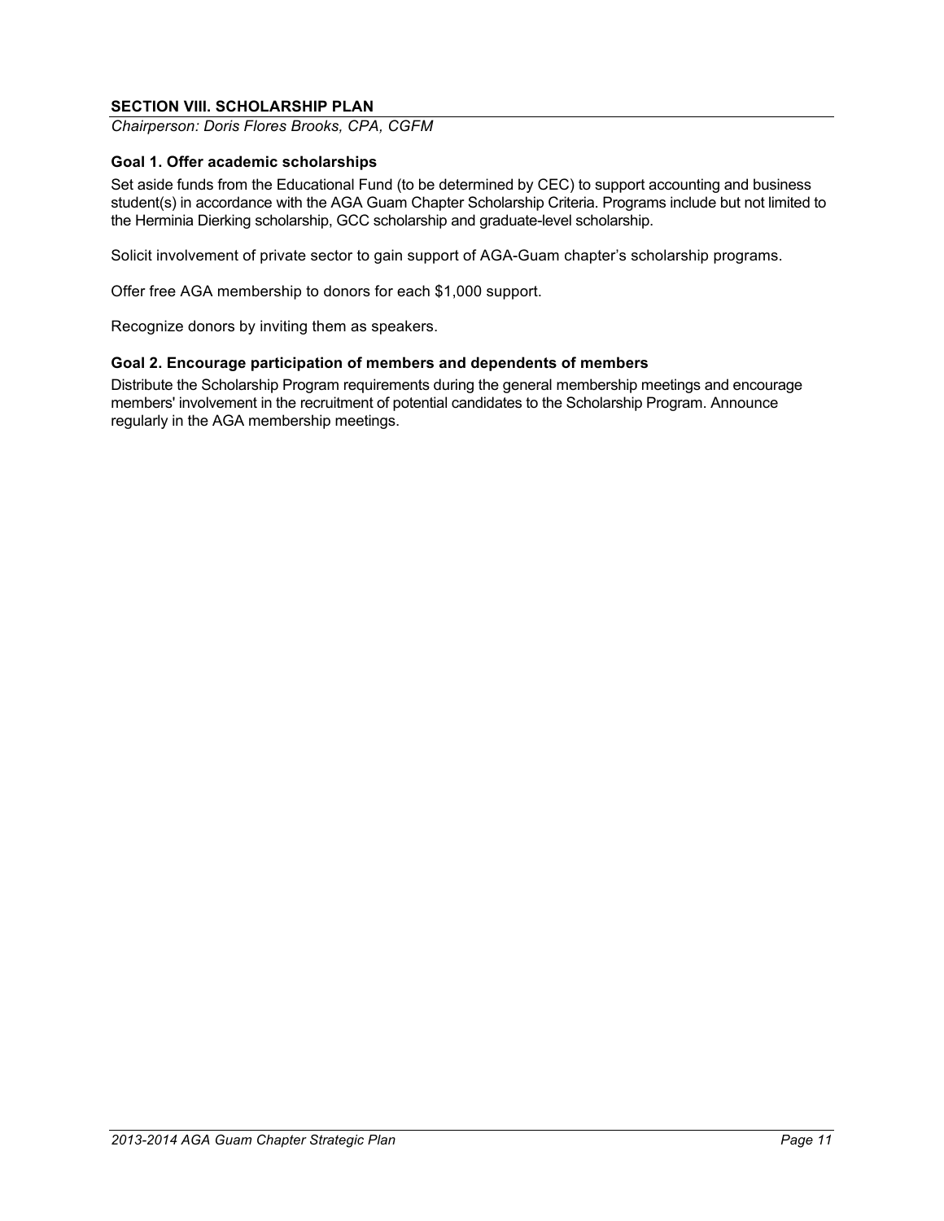## SECTION VIII. SCHOLARSHIP PLAN

*Chairperson: Doris Flores Brooks, CPA, CGFM*

### Goal 1. Offer academic scholarships

Set aside funds from the Educational Fund (to be determined by CEC) to support accounting and business student(s) in accordance with the AGA Guam Chapter Scholarship Criteria. Programs include but not limited to the Herminia Dierking scholarship, GCC scholarship and graduate-level scholarship.

Solicit involvement of private sector to gain support of AGA-Guam chapter's scholarship programs.

Offer free AGA membership to donors for each $1,000 support.

Recognize donors by inviting them as speakers.

### Goal 2. Encourage participation of members and dependents of members

Distribute the Scholarship Program requirements during the general membership meetings and encourage members' involvement in the recruitment of potential candidates to the Scholarship Program. Announce regularly in the AGA membership meetings.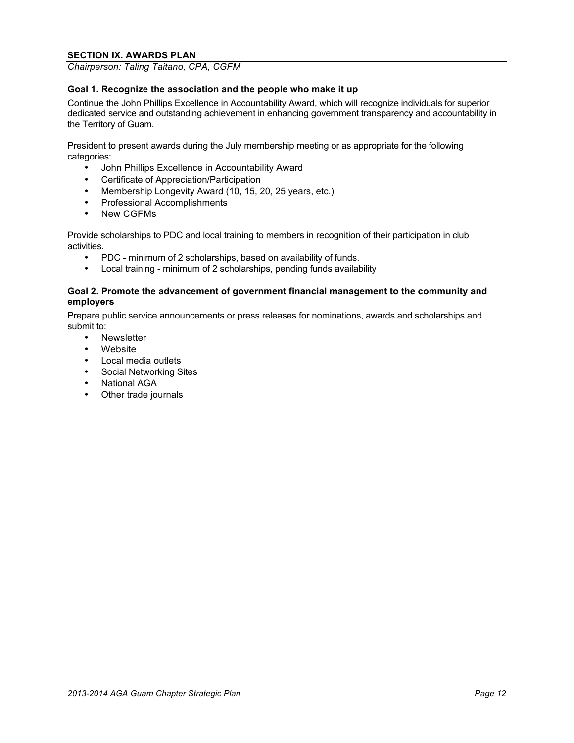## SECTION IX. AWARDS PLAN

*Chairperson: Taling Taitano, CPA, CGFM*

### Goal 1. Recognize the association and the people who make it up

Continue the John Phillips Excellence in Accountability Award, which will recognize individuals for superior dedicated service and outstanding achievement in enhancing government transparency and accountability in the Territory of Guam.

President to present awards during the July membership meeting or as appropriate for the following categories:

- John Phillips Excellence in Accountability Award
- Certificate of Appreciation/Participation
- Membership Longevity Award (10, 15, 20, 25 years, etc.)
- Professional Accomplishments
- New CGFMs

Provide scholarships to PDC and local training to members in recognition of their participation in club activities.

- PDC - minimum of 2 scholarships, based on availability of funds.
- Local training - minimum of 2 scholarships, pending funds availability

### Goal 2. Promote the advancement of government financial management to the community and employers

Prepare public service announcements or press releases for nominations, awards and scholarships and submit to:

- Newsletter
- Website
- Local media outlets
- Social Networking Sites
- National AGA
- Other trade journals